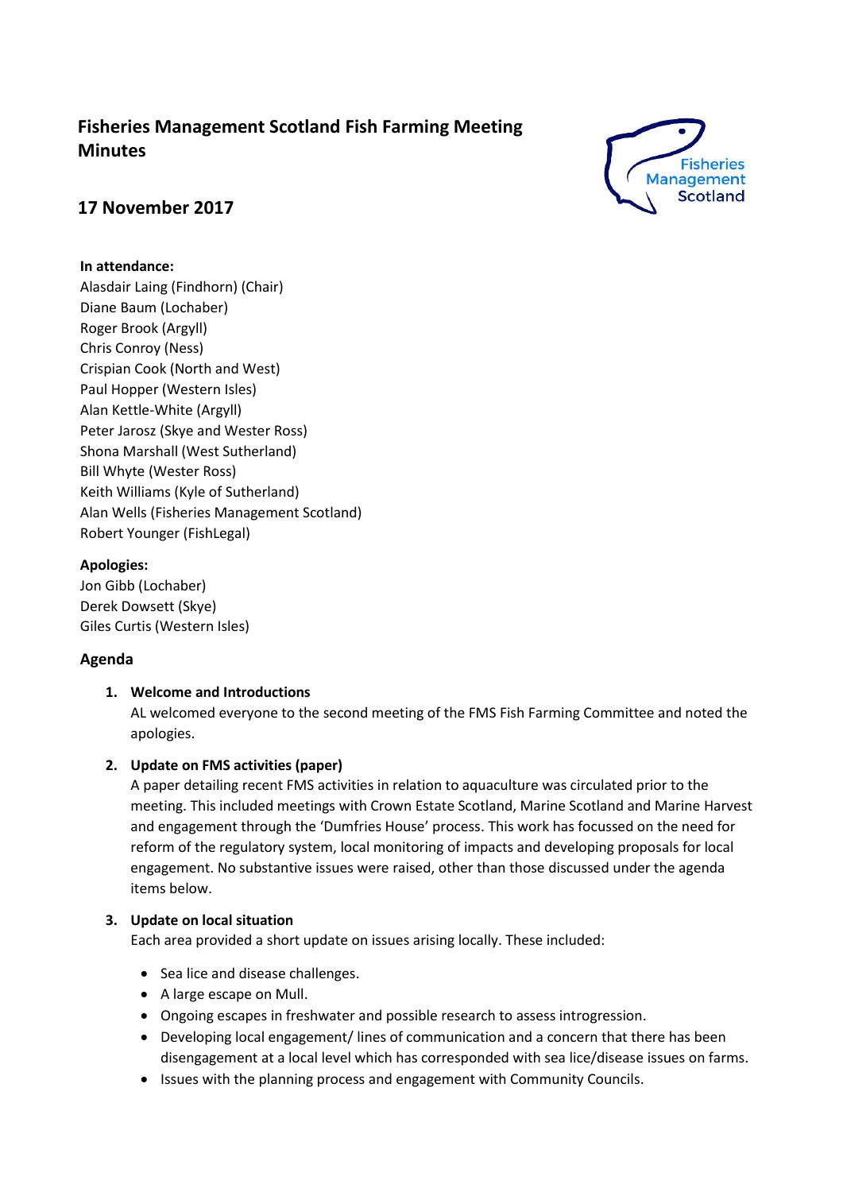# Fisheries Management Scotland Fish Farming Meeting Minutes

## 17 November 2017

**In attendance:**

Alasdair Laing (Findhorn) (Chair)
Diane Baum (Lochaber)
Roger Brook (Argyll)
Chris Conroy (Ness)
Crispian Cook (North and West)
Paul Hopper (Western Isles)
Alan Kettle-White (Argyll)
Peter Jarosz (Skye and Wester Ross)
Shona Marshall (West Sutherland)
Bill Whyte (Wester Ross)
Keith Williams (Kyle of Sutherland)
Alan Wells (Fisheries Management Scotland)
Robert Younger (FishLegal)

**Apologies:**

Jon Gibb (Lochaber)
Derek Dowsett (Skye)
Giles Curtis (Western Isles)

### Agenda

1. **Welcome and Introductions**
   AL welcomed everyone to the second meeting of the FMS Fish Farming Committee and noted the apologies.

2. **Update on FMS activities (paper)**
   A paper detailing recent FMS activities in relation to aquaculture was circulated prior to the meeting. This included meetings with Crown Estate Scotland, Marine Scotland and Marine Harvest and engagement through the 'Dumfries House' process. This work has focussed on the need for reform of the regulatory system, local monitoring of impacts and developing proposals for local engagement. No substantive issues were raised, other than those discussed under the agenda items below.

3. **Update on local situation**
   Each area provided a short update on issues arising locally. These included:

   - Sea lice and disease challenges.
   - A large escape on Mull.
   - Ongoing escapes in freshwater and possible research to assess introgression.
   - Developing local engagement/ lines of communication and a concern that there has been disengagement at a local level which has corresponded with sea lice/disease issues on farms.
   - Issues with the planning process and engagement with Community Councils.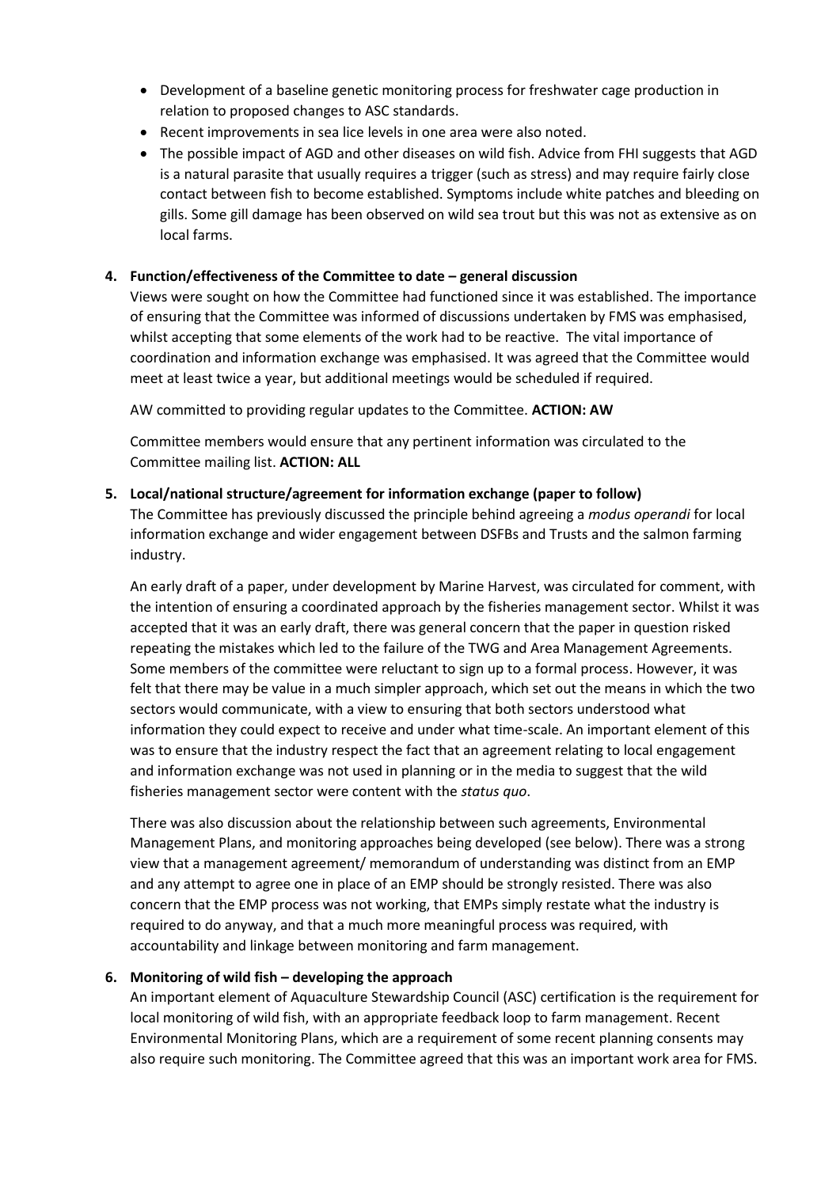- Development of a baseline genetic monitoring process for freshwater cage production in relation to proposed changes to ASC standards.
- Recent improvements in sea lice levels in one area were also noted.
- The possible impact of AGD and other diseases on wild fish. Advice from FHI suggests that AGD is a natural parasite that usually requires a trigger (such as stress) and may require fairly close contact between fish to become established. Symptoms include white patches and bleeding on gills. Some gill damage has been observed on wild sea trout but this was not as extensive as on local farms.

**4. Function/effectiveness of the Committee to date – general discussion**

Views were sought on how the Committee had functioned since it was established. The importance of ensuring that the Committee was informed of discussions undertaken by FMS was emphasised, whilst accepting that some elements of the work had to be reactive. The vital importance of coordination and information exchange was emphasised. It was agreed that the Committee would meet at least twice a year, but additional meetings would be scheduled if required.

AW committed to providing regular updates to the Committee. **ACTION: AW**

Committee members would ensure that any pertinent information was circulated to the Committee mailing list. **ACTION: ALL**

**5. Local/national structure/agreement for information exchange (paper to follow)**

The Committee has previously discussed the principle behind agreeing a *modus operandi* for local information exchange and wider engagement between DSFBs and Trusts and the salmon farming industry.

An early draft of a paper, under development by Marine Harvest, was circulated for comment, with the intention of ensuring a coordinated approach by the fisheries management sector. Whilst it was accepted that it was an early draft, there was general concern that the paper in question risked repeating the mistakes which led to the failure of the TWG and Area Management Agreements. Some members of the committee were reluctant to sign up to a formal process. However, it was felt that there may be value in a much simpler approach, which set out the means in which the two sectors would communicate, with a view to ensuring that both sectors understood what information they could expect to receive and under what time-scale. An important element of this was to ensure that the industry respect the fact that an agreement relating to local engagement and information exchange was not used in planning or in the media to suggest that the wild fisheries management sector were content with the *status quo*.

There was also discussion about the relationship between such agreements, Environmental Management Plans, and monitoring approaches being developed (see below). There was a strong view that a management agreement/ memorandum of understanding was distinct from an EMP and any attempt to agree one in place of an EMP should be strongly resisted. There was also concern that the EMP process was not working, that EMPs simply restate what the industry is required to do anyway, and that a much more meaningful process was required, with accountability and linkage between monitoring and farm management.

**6. Monitoring of wild fish – developing the approach**

An important element of Aquaculture Stewardship Council (ASC) certification is the requirement for local monitoring of wild fish, with an appropriate feedback loop to farm management. Recent Environmental Monitoring Plans, which are a requirement of some recent planning consents may also require such monitoring. The Committee agreed that this was an important work area for FMS.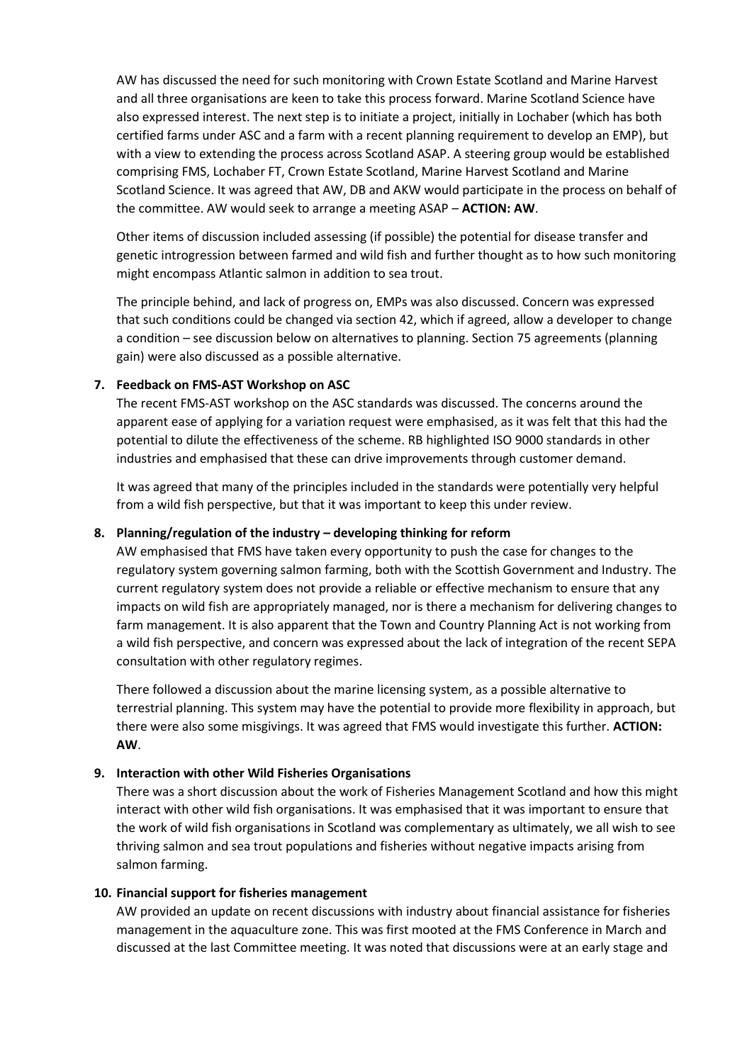AW has discussed the need for such monitoring with Crown Estate Scotland and Marine Harvest and all three organisations are keen to take this process forward. Marine Scotland Science have also expressed interest. The next step is to initiate a project, initially in Lochaber (which has both certified farms under ASC and a farm with a recent planning requirement to develop an EMP), but with a view to extending the process across Scotland ASAP. A steering group would be established comprising FMS, Lochaber FT, Crown Estate Scotland, Marine Harvest Scotland and Marine Scotland Science. It was agreed that AW, DB and AKW would participate in the process on behalf of the committee. AW would seek to arrange a meeting ASAP – **ACTION: AW**.

Other items of discussion included assessing (if possible) the potential for disease transfer and genetic introgression between farmed and wild fish and further thought as to how such monitoring might encompass Atlantic salmon in addition to sea trout.

The principle behind, and lack of progress on, EMPs was also discussed. Concern was expressed that such conditions could be changed via section 42, which if agreed, allow a developer to change a condition – see discussion below on alternatives to planning. Section 75 agreements (planning gain) were also discussed as a possible alternative.

**7. Feedback on FMS-AST Workshop on ASC**

The recent FMS-AST workshop on the ASC standards was discussed. The concerns around the apparent ease of applying for a variation request were emphasised, as it was felt that this had the potential to dilute the effectiveness of the scheme. RB highlighted ISO 9000 standards in other industries and emphasised that these can drive improvements through customer demand.

It was agreed that many of the principles included in the standards were potentially very helpful from a wild fish perspective, but that it was important to keep this under review.

**8. Planning/regulation of the industry – developing thinking for reform**

AW emphasised that FMS have taken every opportunity to push the case for changes to the regulatory system governing salmon farming, both with the Scottish Government and Industry. The current regulatory system does not provide a reliable or effective mechanism to ensure that any impacts on wild fish are appropriately managed, nor is there a mechanism for delivering changes to farm management. It is also apparent that the Town and Country Planning Act is not working from a wild fish perspective, and concern was expressed about the lack of integration of the recent SEPA consultation with other regulatory regimes.

There followed a discussion about the marine licensing system, as a possible alternative to terrestrial planning. This system may have the potential to provide more flexibility in approach, but there were also some misgivings. It was agreed that FMS would investigate this further. **ACTION: AW**.

**9. Interaction with other Wild Fisheries Organisations**

There was a short discussion about the work of Fisheries Management Scotland and how this might interact with other wild fish organisations. It was emphasised that it was important to ensure that the work of wild fish organisations in Scotland was complementary as ultimately, we all wish to see thriving salmon and sea trout populations and fisheries without negative impacts arising from salmon farming.

**10. Financial support for fisheries management**

AW provided an update on recent discussions with industry about financial assistance for fisheries management in the aquaculture zone. This was first mooted at the FMS Conference in March and discussed at the last Committee meeting. It was noted that discussions were at an early stage and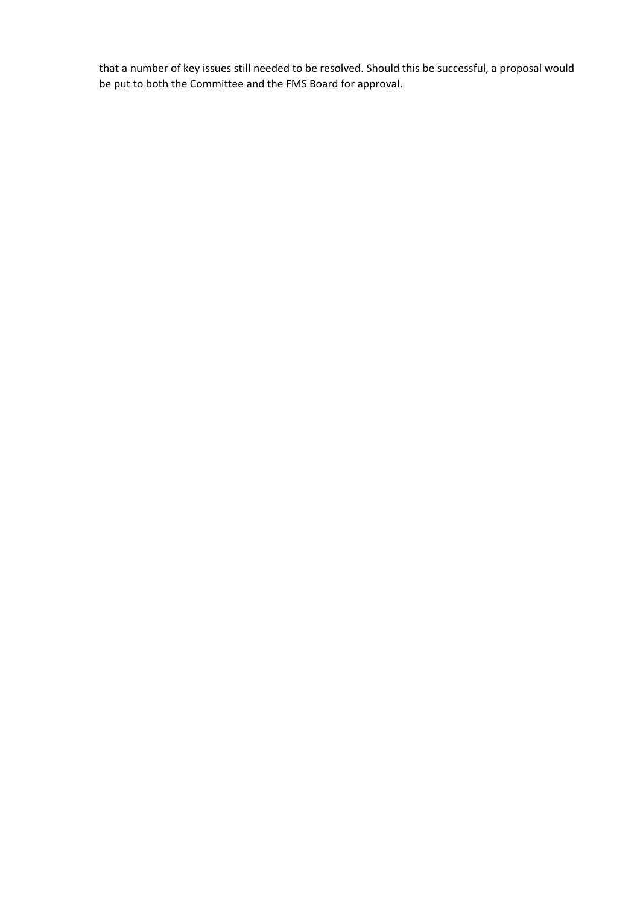that a number of key issues still needed to be resolved. Should this be successful, a proposal would be put to both the Committee and the FMS Board for approval.